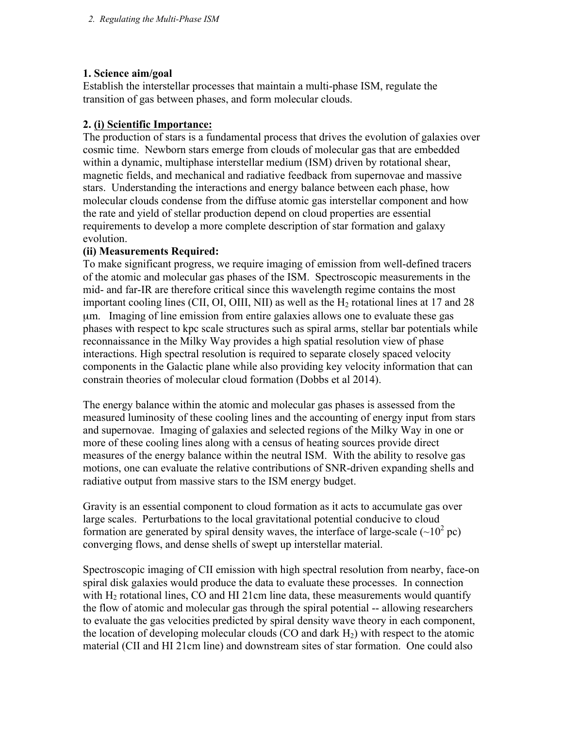### 1. Science aim/goal

Establish the interstellar processes that maintain a multi-phase ISM, regulate the transition of gas between phases, and form molecular clouds.

### 2. (i) Scientific Importance:

The production of stars is a fundamental process that drives the evolution of galaxies over cosmic time. Newborn stars emerge from clouds of molecular gas that are embedded within a dynamic, multiphase interstellar medium (ISM) driven by rotational shear, magnetic fields, and mechanical and radiative feedback from supernovae and massive stars. Understanding the interactions and energy balance between each phase, how molecular clouds condense from the diffuse atomic gas interstellar component and how the rate and yield of stellar production depend on cloud properties are essential requirements to develop a more complete description of star formation and galaxy evolution.

**(ii) Measurements Required:**

To make significant progress, we require imaging of emission from well-defined tracers of the atomic and molecular gas phases of the ISM. Spectroscopic measurements in the mid- and far-IR are therefore critical since this wavelength regime contains the most important cooling lines (CII, OI, OIII, NII) as well as the $H_2$ rotational lines at 17 and 28 μm. Imaging of line emission from entire galaxies allows one to evaluate these gas phases with respect to kpc scale structures such as spiral arms, stellar bar potentials while reconnaissance in the Milky Way provides a high spatial resolution view of phase interactions. High spectral resolution is required to separate closely spaced velocity components in the Galactic plane while also providing key velocity information that can constrain theories of molecular cloud formation (Dobbs et al 2014).

The energy balance within the atomic and molecular gas phases is assessed from the measured luminosity of these cooling lines and the accounting of energy input from stars and supernovae. Imaging of galaxies and selected regions of the Milky Way in one or more of these cooling lines along with a census of heating sources provide direct measures of the energy balance within the neutral ISM. With the ability to resolve gas motions, one can evaluate the relative contributions of SNR-driven expanding shells and radiative output from massive stars to the ISM energy budget.

Gravity is an essential component to cloud formation as it acts to accumulate gas over large scales. Perturbations to the local gravitational potential conducive to cloud formation are generated by spiral density waves, the interface of large-scale ($\sim 10^2$ pc) converging flows, and dense shells of swept up interstellar material.

Spectroscopic imaging of CII emission with high spectral resolution from nearby, face-on spiral disk galaxies would produce the data to evaluate these processes. In connection with $H_2$ rotational lines, CO and HI 21cm line data, these measurements would quantify the flow of atomic and molecular gas through the spiral potential -- allowing researchers to evaluate the gas velocities predicted by spiral density wave theory in each component, the location of developing molecular clouds (CO and dark $H_2$) with respect to the atomic material (CII and HI 21cm line) and downstream sites of star formation. One could also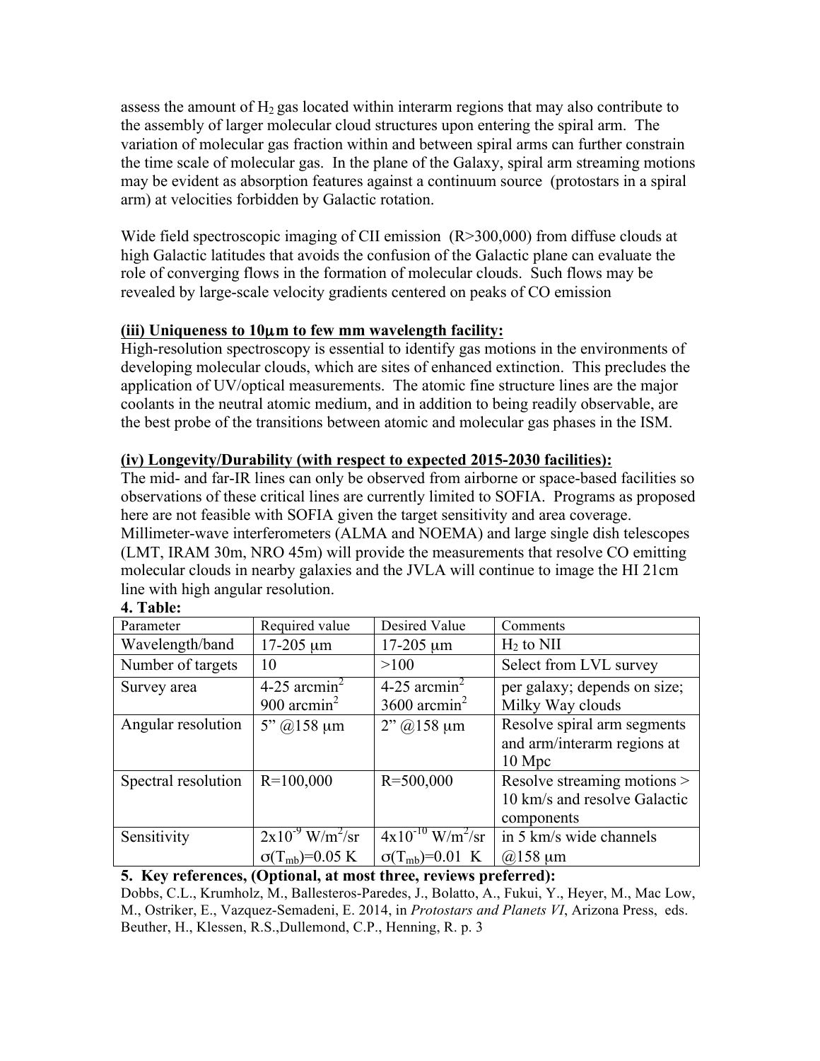assess the amount of $H_2$ gas located within interarm regions that may also contribute to the assembly of larger molecular cloud structures upon entering the spiral arm. The variation of molecular gas fraction within and between spiral arms can further constrain the time scale of molecular gas. In the plane of the Galaxy, spiral arm streaming motions may be evident as absorption features against a continuum source (protostars in a spiral arm) at velocities forbidden by Galactic rotation.

Wide field spectroscopic imaging of CII emission (R>300,000) from diffuse clouds at high Galactic latitudes that avoids the confusion of the Galactic plane can evaluate the role of converging flows in the formation of molecular clouds. Such flows may be revealed by large-scale velocity gradients centered on peaks of CO emission

**(iii) Uniqueness to 10μm to few mm wavelength facility:**

High-resolution spectroscopy is essential to identify gas motions in the environments of developing molecular clouds, which are sites of enhanced extinction. This precludes the application of UV/optical measurements. The atomic fine structure lines are the major coolants in the neutral atomic medium, and in addition to being readily observable, are the best probe of the transitions between atomic and molecular gas phases in the ISM.

**(iv) Longevity/Durability (with respect to expected 2015-2030 facilities):**

The mid- and far-IR lines can only be observed from airborne or space-based facilities so observations of these critical lines are currently limited to SOFIA. Programs as proposed here are not feasible with SOFIA given the target sensitivity and area coverage. Millimeter-wave interferometers (ALMA and NOEMA) and large single dish telescopes (LMT, IRAM 30m, NRO 45m) will provide the measurements that resolve CO emitting molecular clouds in nearby galaxies and the JVLA will continue to image the HI 21cm line with high angular resolution.

**4. Table:**

| Parameter | Required value | Desired Value | Comments |
|---|---|---|---|
| Wavelength/band | 17-205 μm | 17-205 μm | $H_2$ to NII |
| Number of targets | 10 | >100 | Select from LVL survey |
| Survey area | 4-25 arcmin$^2$<br>900 arcmin$^2$ | 4-25 arcmin$^2$<br>3600 arcmin$^2$ | per galaxy; depends on size;<br>Milky Way clouds |
| Angular resolution | 5" @158 μm | 2" @158 μm | Resolve spiral arm segments and arm/interarm regions at 10 Mpc |
| Spectral resolution | R=100,000 | R=500,000 | Resolve streaming motions > 10 km/s and resolve Galactic components |
| Sensitivity | $2\times10^{-9}$ W/m$^2$/sr<br>$\sigma(T_{mb})$=0.05 K | $4\times10^{-10}$ W/m$^2$/sr<br>$\sigma(T_{mb})$=0.01 K | in 5 km/s wide channels<br>@158 μm |

**5. Key references, (Optional, at most three, reviews preferred):**

Dobbs, C.L., Krumholz, M., Ballesteros-Paredes, J., Bolatto, A., Fukui, Y., Heyer, M., Mac Low, M., Ostriker, E., Vazquez-Semadeni, E. 2014, in *Protostars and Planets VI*, Arizona Press, eds. Beuther, H., Klessen, R.S.,Dullemond, C.P., Henning, R. p. 3